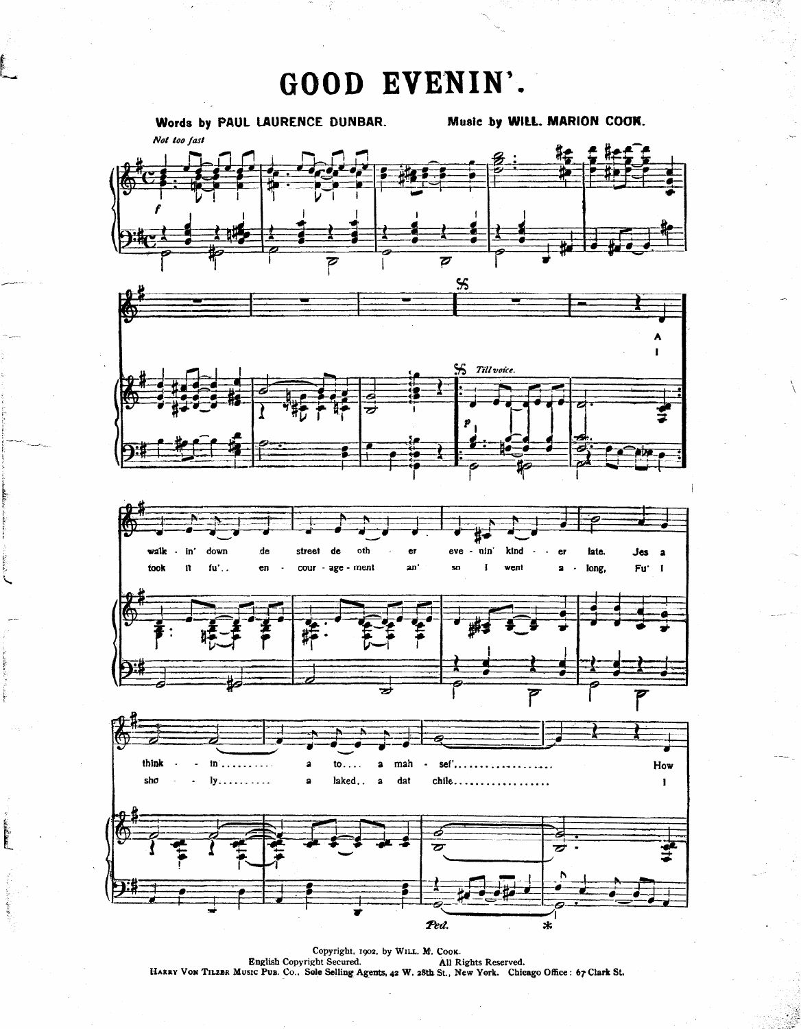# GOOD EVENIN'.

**Words by PAUL LAURENCE DUNBAR.** **Music by WILL. MARION COOK.**

*Not too fast*

A walk - in' down de street de oth - er eve - nin' kind - er late. Jes a think - in ......... a to.... a mah - sef'.................. How

I took it fu'.. en - cour - age - ment an' so I went a - long, Fu' I sho - ly.......... a laked.. a dat chile.................. I

Copyright, 1902, by WILL. M. COOK.
English Copyright Secured. All Rights Reserved.
HARRY VON TILZER MUSIC PUB. CO., Sole Selling Agents, 42 W. 28th St., New York. Chicago Office: 67 Clark St.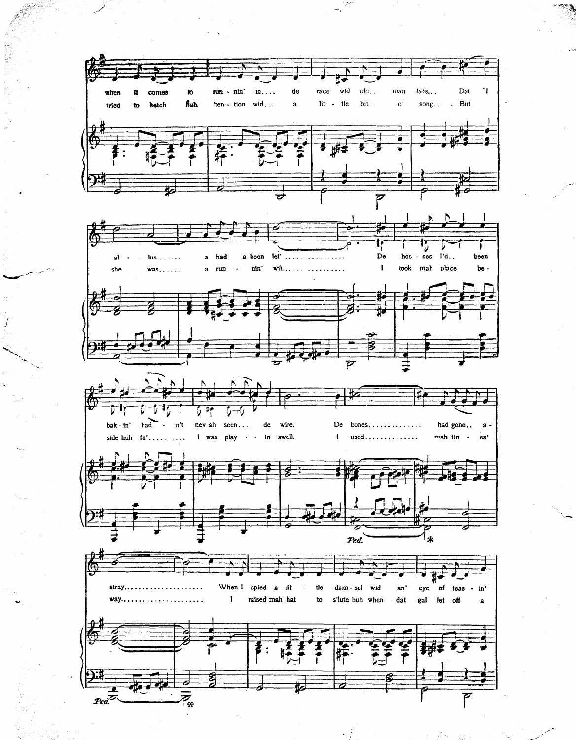when it comes to run - nin' in.... de race wid ole.. man fate,.. Dat I

tried to ketch huh 'ten - tion wid... a lit - tle bit o' song.. But

al - lus...... a had a been lef'............... De hos - ses I'd.. been

she was...... a run - nin' wil............... I took mah place be -

bak - in' had - n't nev ah seen.... de wire. De bones.............. had gone.. a -

side huh fu'......... I was play - in swell. I used............. mah fin - es'

stray...................... When I spied a lit - tle dam - sel wid an' eye of teas - in'

way...................... I raised mah hat to s'lute huh when dat gal let off a

Ped. *

Ped. *